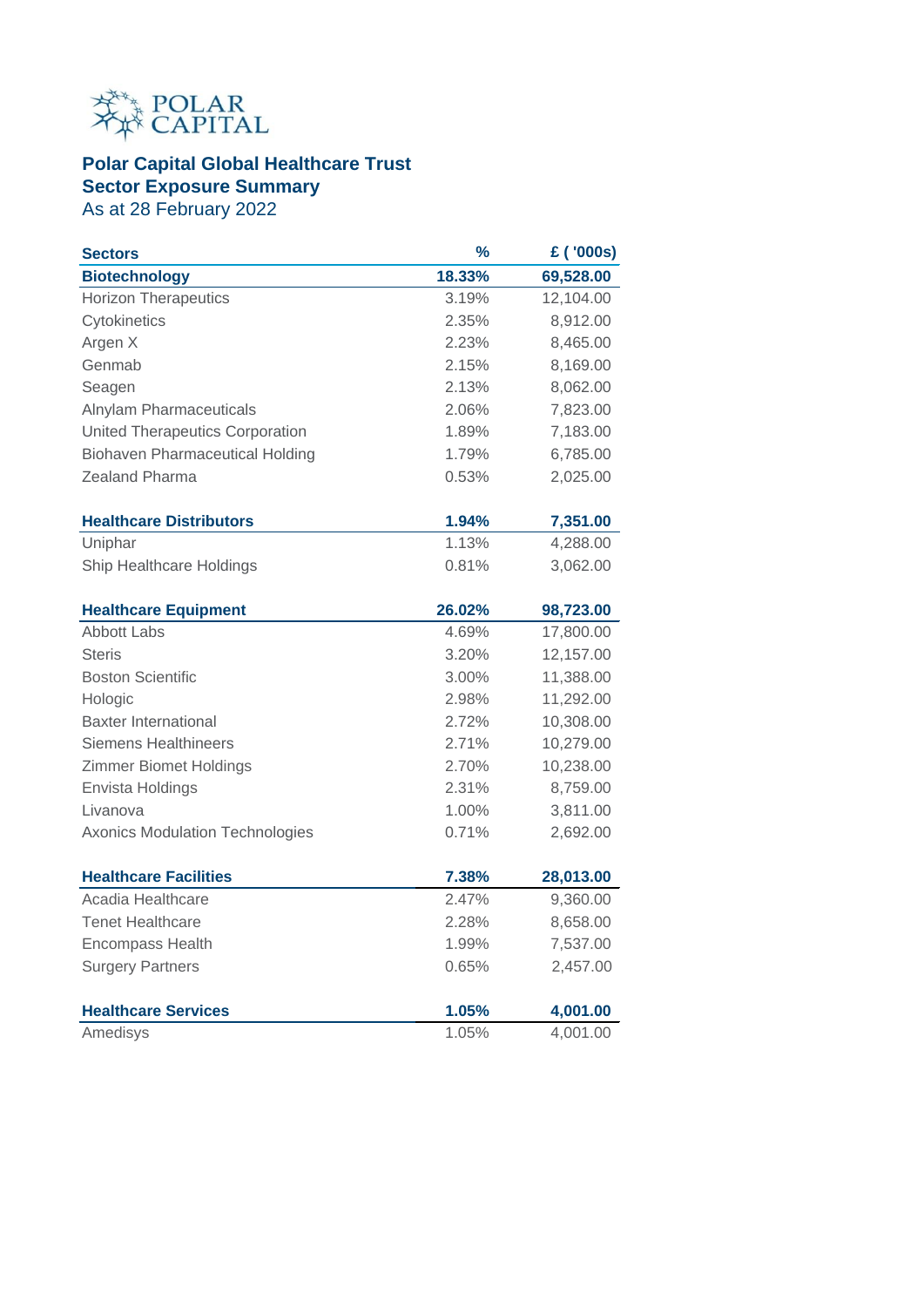**POLAR CAPITAL**

## Polar Capital Global Healthcare Trust
## Sector Exposure Summary
As at 28 February 2022

| Sectors | % | £ ('000s) |
|---|---|---|
| **Biotechnology** | **18.33%** | **69,528.00** |
| Horizon Therapeutics | 3.19% | 12,104.00 |
| Cytokinetics | 2.35% | 8,912.00 |
| Argen X | 2.23% | 8,465.00 |
| Genmab | 2.15% | 8,169.00 |
| Seagen | 2.13% | 8,062.00 |
| Alnylam Pharmaceuticals | 2.06% | 7,823.00 |
| United Therapeutics Corporation | 1.89% | 7,183.00 |
| Biohaven Pharmaceutical Holding | 1.79% | 6,785.00 |
| Zealand Pharma | 0.53% | 2,025.00 |
| **Healthcare Distributors** | **1.94%** | **7,351.00** |
| Uniphar | 1.13% | 4,288.00 |
| Ship Healthcare Holdings | 0.81% | 3,062.00 |
| **Healthcare Equipment** | **26.02%** | **98,723.00** |
| Abbott Labs | 4.69% | 17,800.00 |
| Steris | 3.20% | 12,157.00 |
| Boston Scientific | 3.00% | 11,388.00 |
| Hologic | 2.98% | 11,292.00 |
| Baxter International | 2.72% | 10,308.00 |
| Siemens Healthineers | 2.71% | 10,279.00 |
| Zimmer Biomet Holdings | 2.70% | 10,238.00 |
| Envista Holdings | 2.31% | 8,759.00 |
| Livanova | 1.00% | 3,811.00 |
| Axonics Modulation Technologies | 0.71% | 2,692.00 |
| **Healthcare Facilities** | **7.38%** | **28,013.00** |
| Acadia Healthcare | 2.47% | 9,360.00 |
| Tenet Healthcare | 2.28% | 8,658.00 |
| Encompass Health | 1.99% | 7,537.00 |
| Surgery Partners | 0.65% | 2,457.00 |
| **Healthcare Services** | **1.05%** | **4,001.00** |
| Amedisys | 1.05% | 4,001.00 |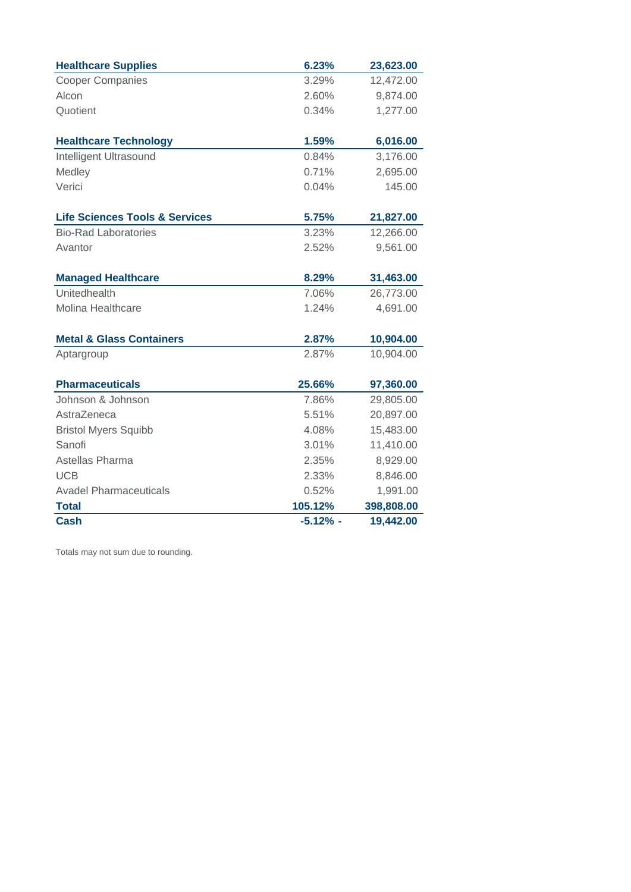| | | |
|---|---|---|
| **Healthcare Supplies** | **6.23%** | **23,623.00** |
| Cooper Companies | 3.29% | 12,472.00 |
| Alcon | 2.60% | 9,874.00 |
| Quotient | 0.34% | 1,277.00 |
| | | |
| **Healthcare Technology** | **1.59%** | **6,016.00** |
| Intelligent Ultrasound | 0.84% | 3,176.00 |
| Medley | 0.71% | 2,695.00 |
| Verici | 0.04% | 145.00 |
| | | |
| **Life Sciences Tools & Services** | **5.75%** | **21,827.00** |
| Bio-Rad Laboratories | 3.23% | 12,266.00 |
| Avantor | 2.52% | 9,561.00 |
| | | |
| **Managed Healthcare** | **8.29%** | **31,463.00** |
| Unitedhealth | 7.06% | 26,773.00 |
| Molina Healthcare | 1.24% | 4,691.00 |
| | | |
| **Metal & Glass Containers** | **2.87%** | **10,904.00** |
| Aptargroup | 2.87% | 10,904.00 |
| | | |
| **Pharmaceuticals** | **25.66%** | **97,360.00** |
| Johnson & Johnson | 7.86% | 29,805.00 |
| AstraZeneca | 5.51% | 20,897.00 |
| Bristol Myers Squibb | 4.08% | 15,483.00 |
| Sanofi | 3.01% | 11,410.00 |
| Astellas Pharma | 2.35% | 8,929.00 |
| UCB | 2.33% | 8,846.00 |
| Avadel Pharmaceuticals | 0.52% | 1,991.00 |
| **Total** | **105.12%** | **398,808.00** |
| **Cash** | **-5.12% -** | **19,442.00** |

Totals may not sum due to rounding.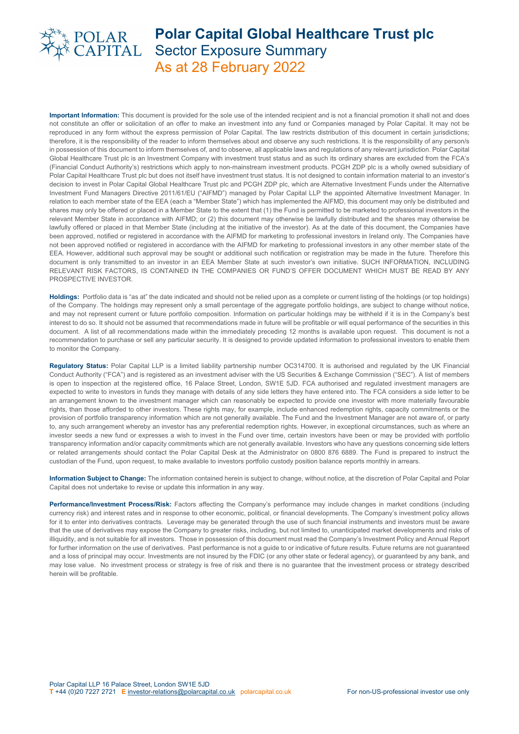# Polar Capital Global Healthcare Trust plc

## Sector Exposure Summary

## As at 28 February 2022

**Important Information:** This document is provided for the sole use of the intended recipient and is not a financial promotion it shall not and does not constitute an offer or solicitation of an offer to make an investment into any fund or Companies managed by Polar Capital. It may not be reproduced in any form without the express permission of Polar Capital. The law restricts distribution of this document in certain jurisdictions; therefore, it is the responsibility of the reader to inform themselves about and observe any such restrictions. It is the responsibility of any person/s in possession of this document to inform themselves of, and to observe, all applicable laws and regulations of any relevant jurisdiction. Polar Capital Global Healthcare Trust plc is an Investment Company with investment trust status and as such its ordinary shares are excluded from the FCA's (Financial Conduct Authority's) restrictions which apply to non-mainstream investment products. PCGH ZDP plc is a wholly owned subsidiary of Polar Capital Healthcare Trust plc but does not itself have investment trust status. It is not designed to contain information material to an investor's decision to invest in Polar Capital Global Healthcare Trust plc and PCGH ZDP plc, which are Alternative Investment Funds under the Alternative Investment Fund Managers Directive 2011/61/EU ("AIFMD") managed by Polar Capital LLP the appointed Alternative Investment Manager. In relation to each member state of the EEA (each a "Member State") which has implemented the AIFMD, this document may only be distributed and shares may only be offered or placed in a Member State to the extent that (1) the Fund is permitted to be marketed to professional investors in the relevant Member State in accordance with AIFMD; or (2) this document may otherwise be lawfully distributed and the shares may otherwise be lawfully offered or placed in that Member State (including at the initiative of the investor). As at the date of this document, the Companies have been approved, notified or registered in accordance with the AIFMD for marketing to professional investors in Ireland only. The Companies have not been approved notified or registered in accordance with the AIFMD for marketing to professional investors in any other member state of the EEA. However, additional such approval may be sought or additional such notification or registration may be made in the future. Therefore this document is only transmitted to an investor in an EEA Member State at such investor's own initiative. SUCH INFORMATION, INCLUDING RELEVANT RISK FACTORS, IS CONTAINED IN THE COMPANIES OR FUND'S OFFER DOCUMENT WHICH MUST BE READ BY ANY PROSPECTIVE INVESTOR.

**Holdings:** Portfolio data is "as at" the date indicated and should not be relied upon as a complete or current listing of the holdings (or top holdings) of the Company. The holdings may represent only a small percentage of the aggregate portfolio holdings, are subject to change without notice, and may not represent current or future portfolio composition. Information on particular holdings may be withheld if it is in the Company's best interest to do so. It should not be assumed that recommendations made in future will be profitable or will equal performance of the securities in this document. A list of all recommendations made within the immediately preceding 12 months is available upon request. This document is not a recommendation to purchase or sell any particular security. It is designed to provide updated information to professional investors to enable them to monitor the Company.

**Regulatory Status:** Polar Capital LLP is a limited liability partnership number OC314700. It is authorised and regulated by the UK Financial Conduct Authority ("FCA") and is registered as an investment adviser with the US Securities & Exchange Commission ("SEC"). A list of members is open to inspection at the registered office, 16 Palace Street, London, SW1E 5JD. FCA authorised and regulated investment managers are expected to write to investors in funds they manage with details of any side letters they have entered into. The FCA considers a side letter to be an arrangement known to the investment manager which can reasonably be expected to provide one investor with more materially favourable rights, than those afforded to other investors. These rights may, for example, include enhanced redemption rights, capacity commitments or the provision of portfolio transparency information which are not generally available. The Fund and the Investment Manager are not aware of, or party to, any such arrangement whereby an investor has any preferential redemption rights. However, in exceptional circumstances, such as where an investor seeds a new fund or expresses a wish to invest in the Fund over time, certain investors have been or may be provided with portfolio transparency information and/or capacity commitments which are not generally available. Investors who have any questions concerning side letters or related arrangements should contact the Polar Capital Desk at the Administrator on 0800 876 6889. The Fund is prepared to instruct the custodian of the Fund, upon request, to make available to investors portfolio custody position balance reports monthly in arrears.

**Information Subject to Change:** The information contained herein is subject to change, without notice, at the discretion of Polar Capital and Polar Capital does not undertake to revise or update this information in any way.

**Performance/Investment Process/Risk:** Factors affecting the Company's performance may include changes in market conditions (including currency risk) and interest rates and in response to other economic, political, or financial developments. The Company's investment policy allows for it to enter into derivatives contracts. Leverage may be generated through the use of such financial instruments and investors must be aware that the use of derivatives may expose the Company to greater risks, including, but not limited to, unanticipated market developments and risks of illiquidity, and is not suitable for all investors. Those in possession of this document must read the Company's Investment Policy and Annual Report for further information on the use of derivatives. Past performance is not a guide to or indicative of future results. Future returns are not guaranteed and a loss of principal may occur. Investments are not insured by the FDIC (or any other state or federal agency), or guaranteed by any bank, and may lose value. No investment process or strategy is free of risk and there is no guarantee that the investment process or strategy described herein will be profitable.

Polar Capital LLP 16 Palace Street, London SW1E 5JD
**T** +44 (0)20 7227 2721 **E** investor-relations@polarcapital.co.uk polarcapital.co.uk

For non-US-professional investor use only